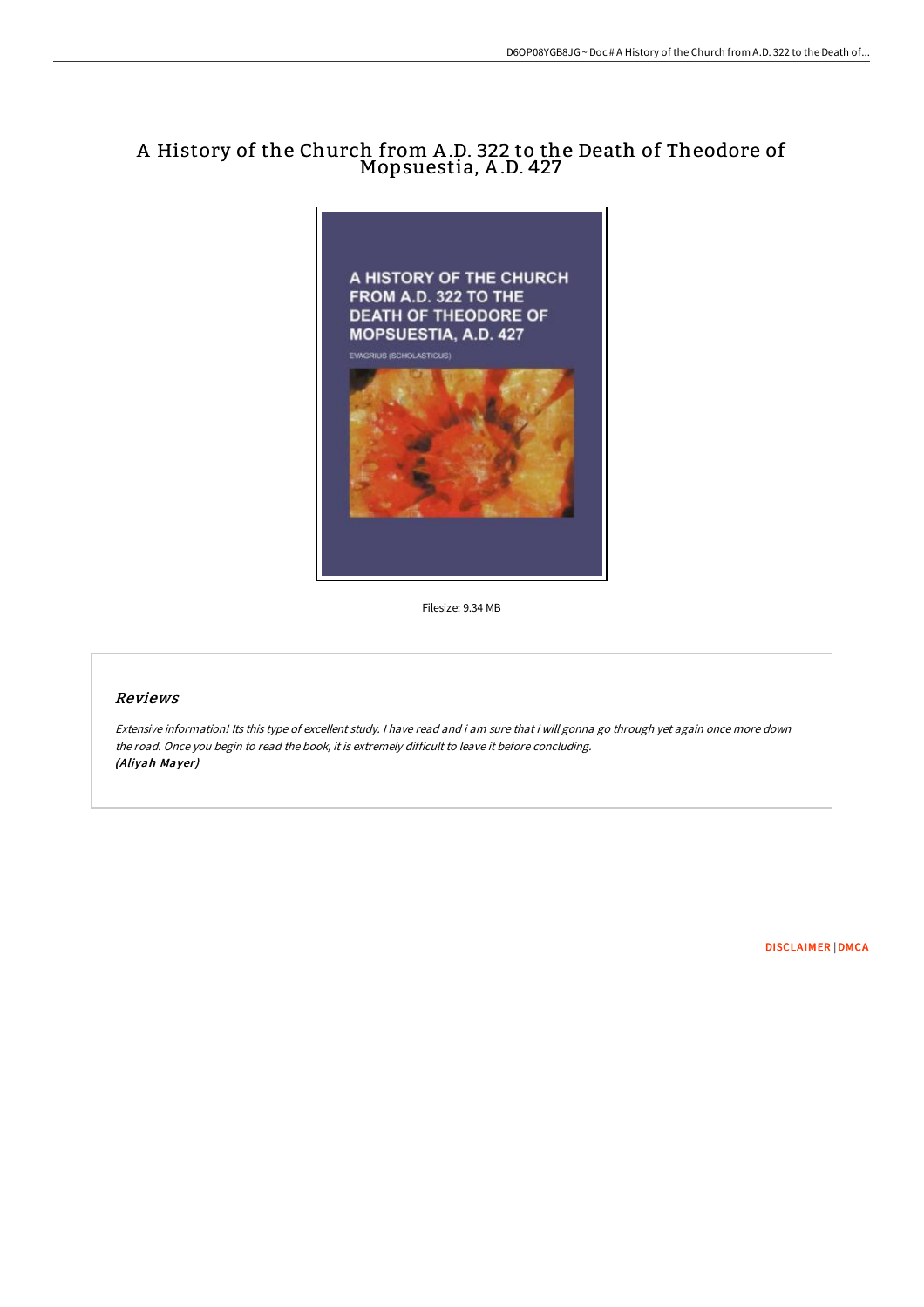# A History of the Church from A.D. 322 to the Death of Theodore of Mopsuestia, A.D. 427

Filesize: 9.34 MB

## Reviews

*Extensive information! Its this type of excellent study. I have read and i am sure that i will gonna go through yet again once more down the road. Once you begin to read the book, it is extremely difficult to leave it before concluding.*
***(Aliyah Mayer)***

DISCLAIMER | DMCA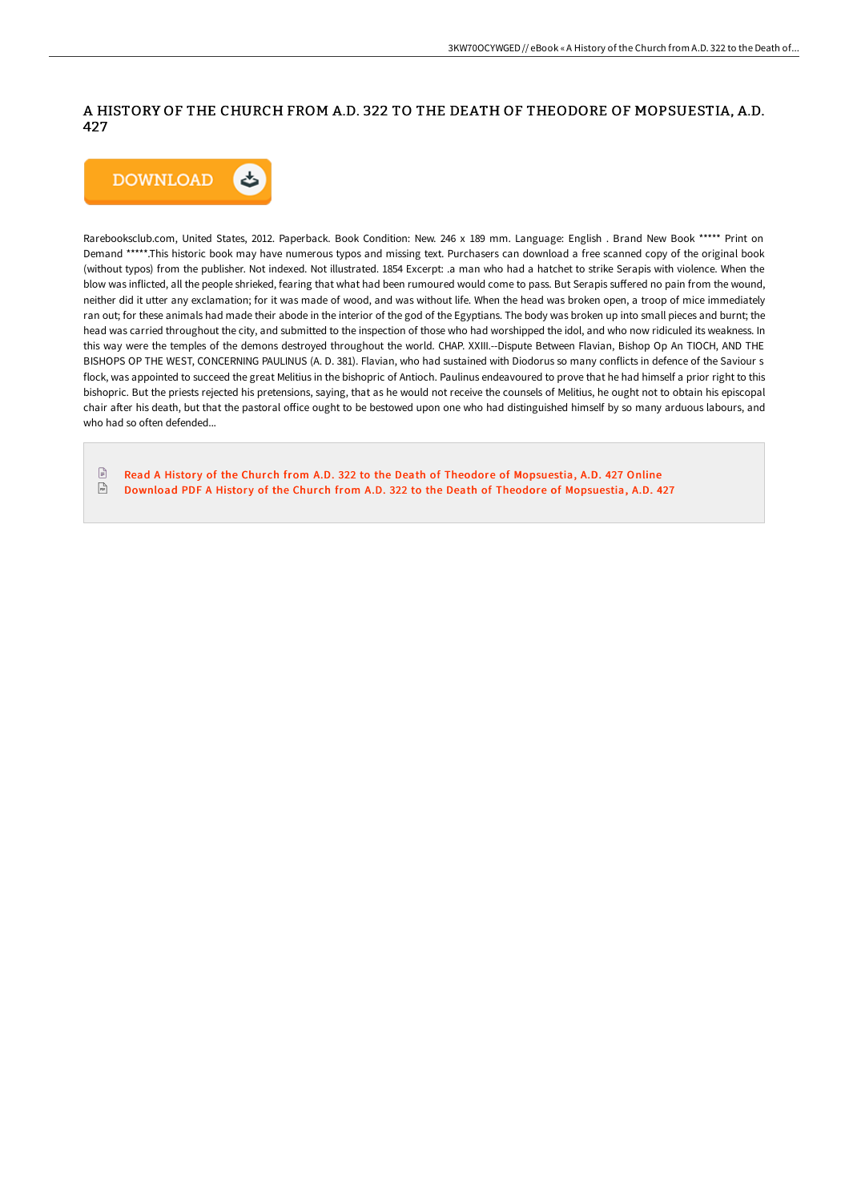# A HISTORY OF THE CHURCH FROM A.D. 322 TO THE DEATH OF THEODORE OF MOPSUESTIA, A.D. 427

Rarebooksclub.com, United States, 2012. Paperback. Book Condition: New. 246 x 189 mm. Language: English . Brand New Book ***** Print on Demand *****.This historic book may have numerous typos and missing text. Purchasers can download a free scanned copy of the original book (without typos) from the publisher. Not indexed. Not illustrated. 1854 Excerpt: .a man who had a hatchet to strike Serapis with violence. When the blow was inflicted, all the people shrieked, fearing that what had been rumoured would come to pass. But Serapis suffered no pain from the wound, neither did it utter any exclamation; for it was made of wood, and was without life. When the head was broken open, a troop of mice immediately ran out; for these animals had made their abode in the interior of the god of the Egyptians. The body was broken up into small pieces and burnt; the head was carried throughout the city, and submitted to the inspection of those who had worshipped the idol, and who now ridiculed its weakness. In this way were the temples of the demons destroyed throughout the world. CHAP. XXIII.--Dispute Between Flavian, Bishop Op An TIOCH, AND THE BISHOPS OP THE WEST, CONCERNING PAULINUS (A. D. 381). Flavian, who had sustained with Diodorus so many conflicts in defence of the Saviour s flock, was appointed to succeed the great Melitius in the bishopric of Antioch. Paulinus endeavoured to prove that he had himself a prior right to this bishopric. But the priests rejected his pretensions, saying, that as he would not receive the counsels of Melitius, he ought not to obtain his episcopal chair after his death, but that the pastoral office ought to be bestowed upon one who had distinguished himself by so many arduous labours, and who had so often defended...

Read A History of the Church from A.D. 322 to the Death of Theodore of Mopsuestia, A.D. 427 Online

Download PDF A History of the Church from A.D. 322 to the Death of Theodore of Mopsuestia, A.D. 427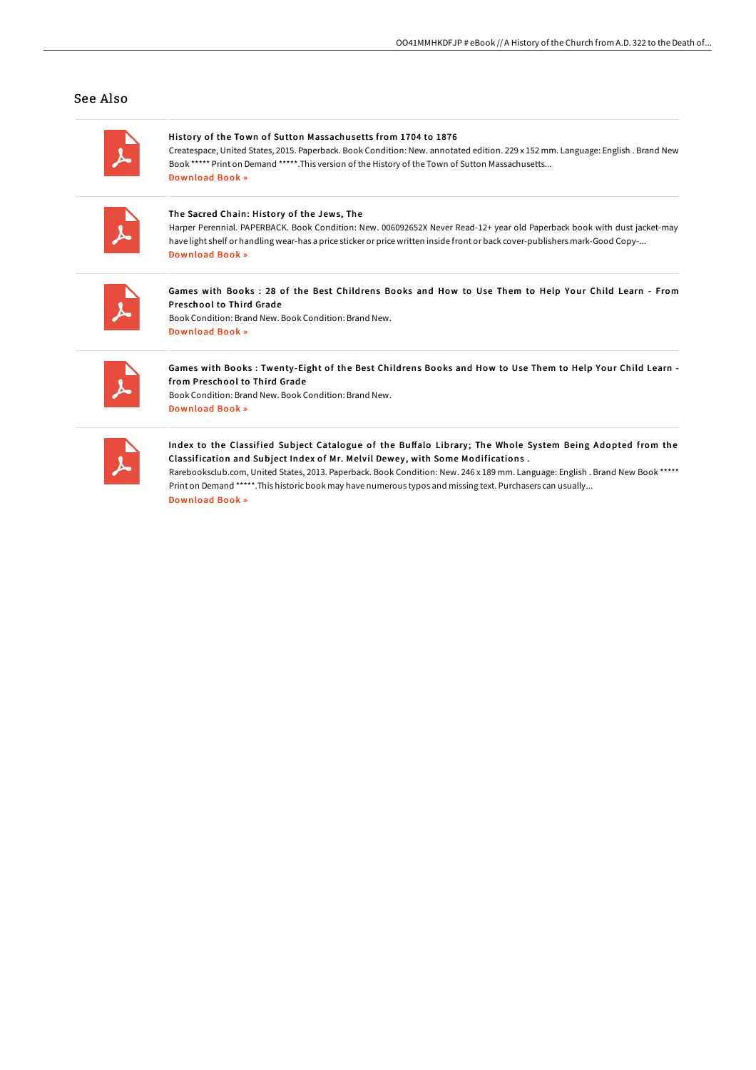## See Also

### History of the Town of Sutton Massachusetts from 1704 to 1876

Createspace, United States, 2015. Paperback. Book Condition: New. annotated edition. 229 x 152 mm. Language: English . Brand New Book ***** Print on Demand *****.This version of the History of the Town of Sutton Massachusetts...

Download Book »

### The Sacred Chain: History of the Jews, The

Harper Perennial. PAPERBACK. Book Condition: New. 006092652X Never Read-12+ year old Paperback book with dust jacket-may have light shelf or handling wear-has a price sticker or price written inside front or back cover-publishers mark-Good Copy-...

Download Book »

### Games with Books : 28 of the Best Childrens Books and How to Use Them to Help Your Child Learn - From Preschool to Third Grade

Book Condition: Brand New. Book Condition: Brand New.

Download Book »

### Games with Books : Twenty-Eight of the Best Childrens Books and How to Use Them to Help Your Child Learn - from Preschool to Third Grade

Book Condition: Brand New. Book Condition: Brand New.

Download Book »

### Index to the Classified Subject Catalogue of the Buffalo Library; The Whole System Being Adopted from the Classification and Subject Index of Mr. Melvil Dewey, with Some Modifications .

Rarebooksclub.com, United States, 2013. Paperback. Book Condition: New. 246 x 189 mm. Language: English . Brand New Book ***** Print on Demand *****.This historic book may have numerous typos and missing text. Purchasers can usually...

Download Book »